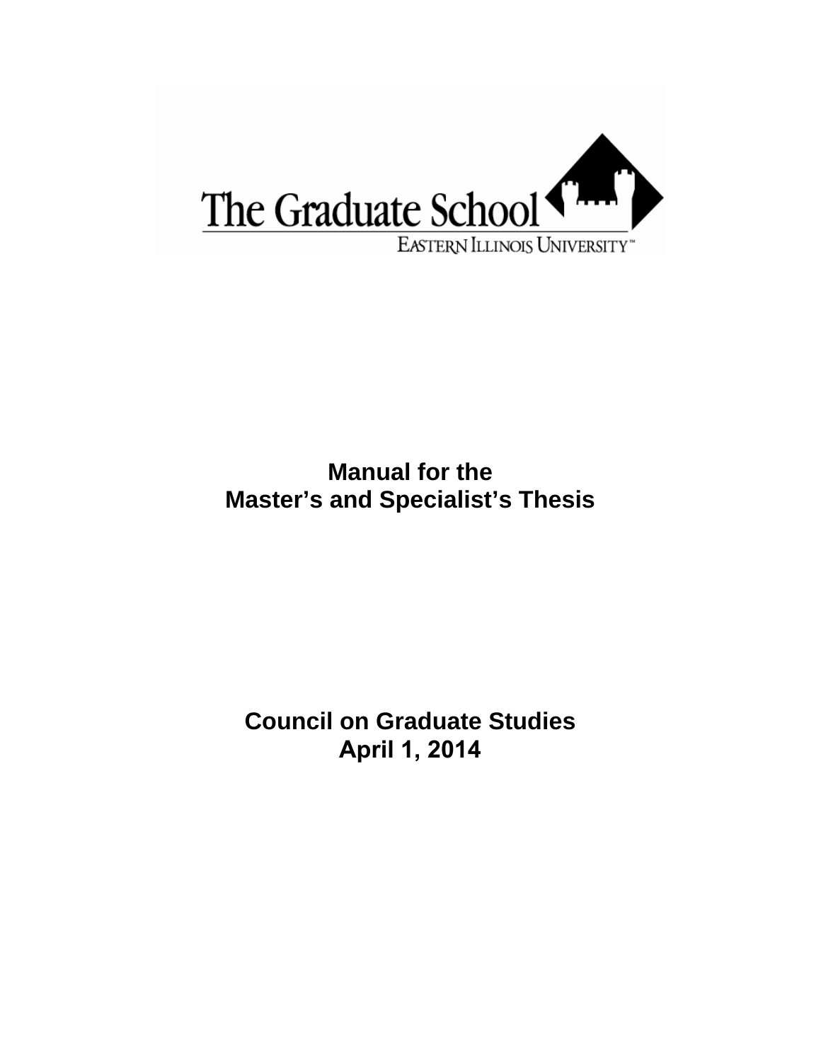The Graduate School

EASTERN ILLINOIS UNIVERSITY™

# Manual for the Master's and Specialist's Thesis

## Council on Graduate Studies
## April 1, 2014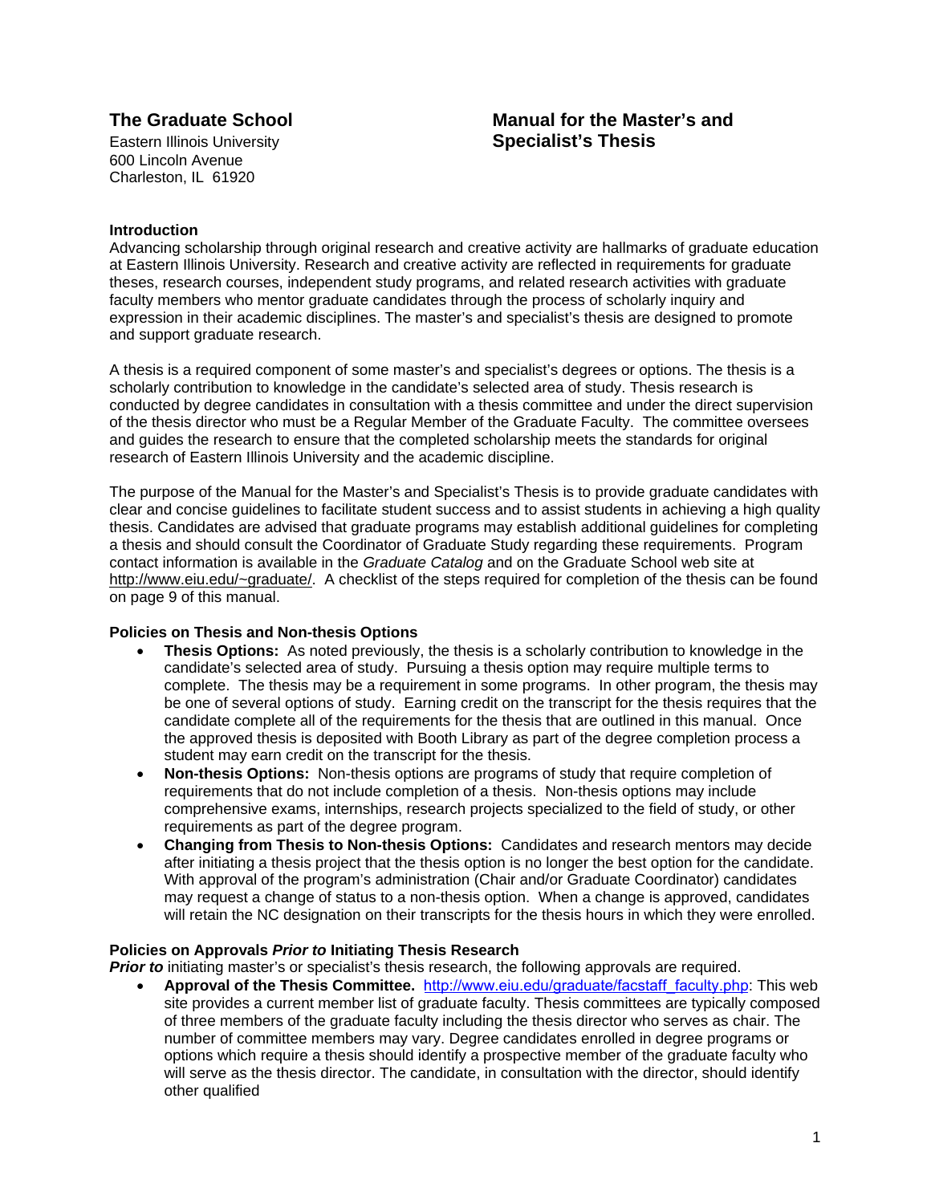**The Graduate School**
Eastern Illinois University
600 Lincoln Avenue
Charleston, IL 61920

# Manual for the Master's and Specialist's Thesis

## Introduction

Advancing scholarship through original research and creative activity are hallmarks of graduate education at Eastern Illinois University. Research and creative activity are reflected in requirements for graduate theses, research courses, independent study programs, and related research activities with graduate faculty members who mentor graduate candidates through the process of scholarly inquiry and expression in their academic disciplines. The master's and specialist's thesis are designed to promote and support graduate research.

A thesis is a required component of some master's and specialist's degrees or options. The thesis is a scholarly contribution to knowledge in the candidate's selected area of study. Thesis research is conducted by degree candidates in consultation with a thesis committee and under the direct supervision of the thesis director who must be a Regular Member of the Graduate Faculty. The committee oversees and guides the research to ensure that the completed scholarship meets the standards for original research of Eastern Illinois University and the academic discipline.

The purpose of the Manual for the Master's and Specialist's Thesis is to provide graduate candidates with clear and concise guidelines to facilitate student success and to assist students in achieving a high quality thesis. Candidates are advised that graduate programs may establish additional guidelines for completing a thesis and should consult the Coordinator of Graduate Study regarding these requirements. Program contact information is available in the *Graduate Catalog* and on the Graduate School web site at http://www.eiu.edu/~graduate/. A checklist of the steps required for completion of the thesis can be found on page 9 of this manual.

## Policies on Thesis and Non-thesis Options

- **Thesis Options:** As noted previously, the thesis is a scholarly contribution to knowledge in the candidate's selected area of study. Pursuing a thesis option may require multiple terms to complete. The thesis may be a requirement in some programs. In other program, the thesis may be one of several options of study. Earning credit on the transcript for the thesis requires that the candidate complete all of the requirements for the thesis that are outlined in this manual. Once the approved thesis is deposited with Booth Library as part of the degree completion process a student may earn credit on the transcript for the thesis.
- **Non-thesis Options:** Non-thesis options are programs of study that require completion of requirements that do not include completion of a thesis. Non-thesis options may include comprehensive exams, internships, research projects specialized to the field of study, or other requirements as part of the degree program.
- **Changing from Thesis to Non-thesis Options:** Candidates and research mentors may decide after initiating a thesis project that the thesis option is no longer the best option for the candidate. With approval of the program's administration (Chair and/or Graduate Coordinator) candidates may request a change of status to a non-thesis option. When a change is approved, candidates will retain the NC designation on their transcripts for the thesis hours in which they were enrolled.

## Policies on Approvals *Prior to* Initiating Thesis Research

***Prior to*** initiating master's or specialist's thesis research, the following approvals are required.

- **Approval of the Thesis Committee.** http://www.eiu.edu/graduate/facstaff_faculty.php: This web site provides a current member list of graduate faculty. Thesis committees are typically composed of three members of the graduate faculty including the thesis director who serves as chair. The number of committee members may vary. Degree candidates enrolled in degree programs or options which require a thesis should identify a prospective member of the graduate faculty who will serve as the thesis director. The candidate, in consultation with the director, should identify other qualified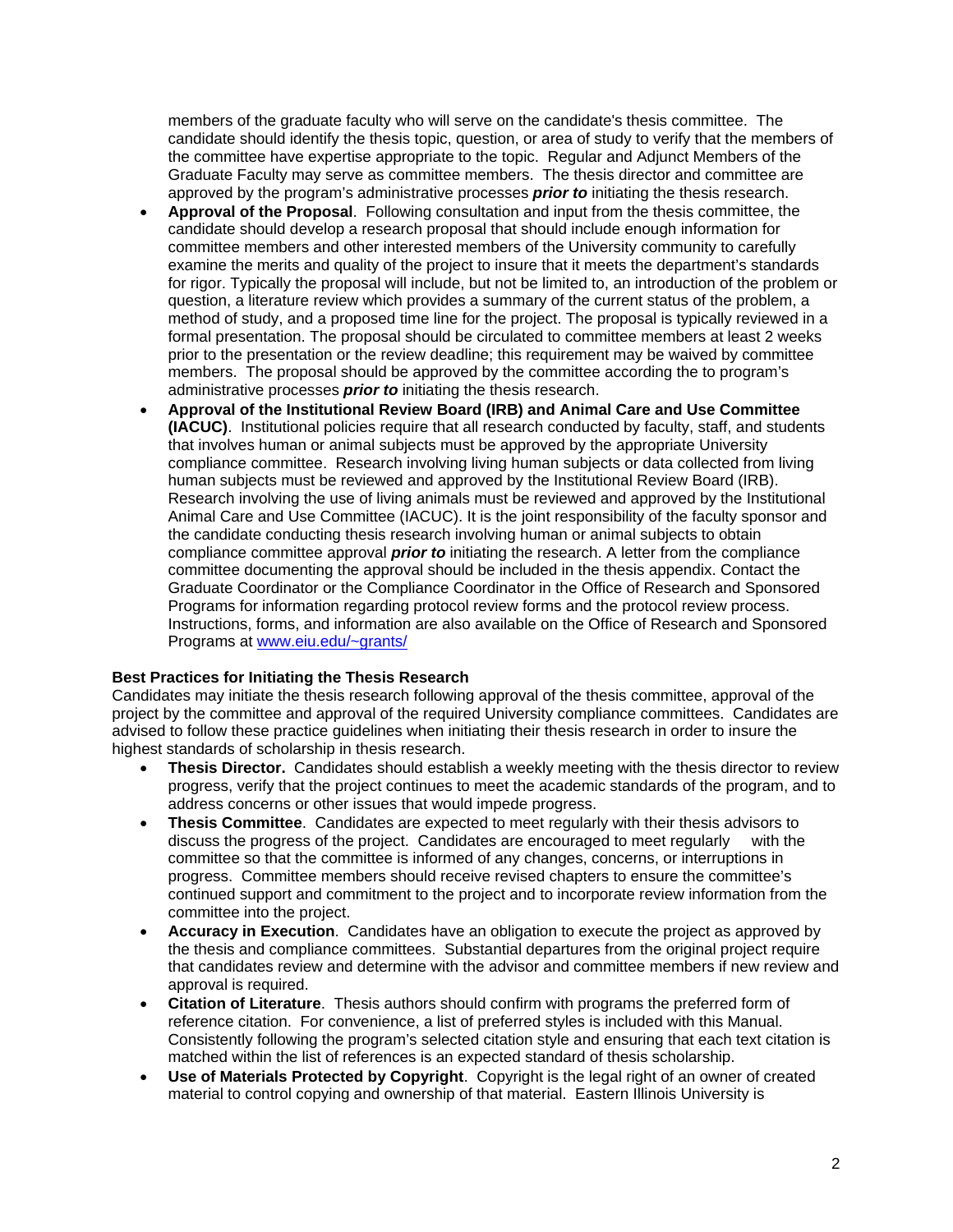members of the graduate faculty who will serve on the candidate's thesis committee. The candidate should identify the thesis topic, question, or area of study to verify that the members of the committee have expertise appropriate to the topic. Regular and Adjunct Members of the Graduate Faculty may serve as committee members. The thesis director and committee are approved by the program's administrative processes ***prior to*** initiating the thesis research.

- **Approval of the Proposal**. Following consultation and input from the thesis committee, the candidate should develop a research proposal that should include enough information for committee members and other interested members of the University community to carefully examine the merits and quality of the project to insure that it meets the department's standards for rigor. Typically the proposal will include, but not be limited to, an introduction of the problem or question, a literature review which provides a summary of the current status of the problem, a method of study, and a proposed time line for the project. The proposal is typically reviewed in a formal presentation. The proposal should be circulated to committee members at least 2 weeks prior to the presentation or the review deadline; this requirement may be waived by committee members. The proposal should be approved by the committee according the to program's administrative processes ***prior to*** initiating the thesis research.
- **Approval of the Institutional Review Board (IRB) and Animal Care and Use Committee (IACUC)**. Institutional policies require that all research conducted by faculty, staff, and students that involves human or animal subjects must be approved by the appropriate University compliance committee. Research involving living human subjects or data collected from living human subjects must be reviewed and approved by the Institutional Review Board (IRB). Research involving the use of living animals must be reviewed and approved by the Institutional Animal Care and Use Committee (IACUC). It is the joint responsibility of the faculty sponsor and the candidate conducting thesis research involving human or animal subjects to obtain compliance committee approval ***prior to*** initiating the research. A letter from the compliance committee documenting the approval should be included in the thesis appendix. Contact the Graduate Coordinator or the Compliance Coordinator in the Office of Research and Sponsored Programs for information regarding protocol review forms and the protocol review process. Instructions, forms, and information are also available on the Office of Research and Sponsored Programs at www.eiu.edu/~grants/

**Best Practices for Initiating the Thesis Research**

Candidates may initiate the thesis research following approval of the thesis committee, approval of the project by the committee and approval of the required University compliance committees. Candidates are advised to follow these practice guidelines when initiating their thesis research in order to insure the highest standards of scholarship in thesis research.

- **Thesis Director.** Candidates should establish a weekly meeting with the thesis director to review progress, verify that the project continues to meet the academic standards of the program, and to address concerns or other issues that would impede progress.
- **Thesis Committee**. Candidates are expected to meet regularly with their thesis advisors to discuss the progress of the project. Candidates are encouraged to meet regularly with the committee so that the committee is informed of any changes, concerns, or interruptions in progress. Committee members should receive revised chapters to ensure the committee's continued support and commitment to the project and to incorporate review information from the committee into the project.
- **Accuracy in Execution**. Candidates have an obligation to execute the project as approved by the thesis and compliance committees. Substantial departures from the original project require that candidates review and determine with the advisor and committee members if new review and approval is required.
- **Citation of Literature**. Thesis authors should confirm with programs the preferred form of reference citation. For convenience, a list of preferred styles is included with this Manual. Consistently following the program's selected citation style and ensuring that each text citation is matched within the list of references is an expected standard of thesis scholarship.
- **Use of Materials Protected by Copyright**. Copyright is the legal right of an owner of created material to control copying and ownership of that material. Eastern Illinois University is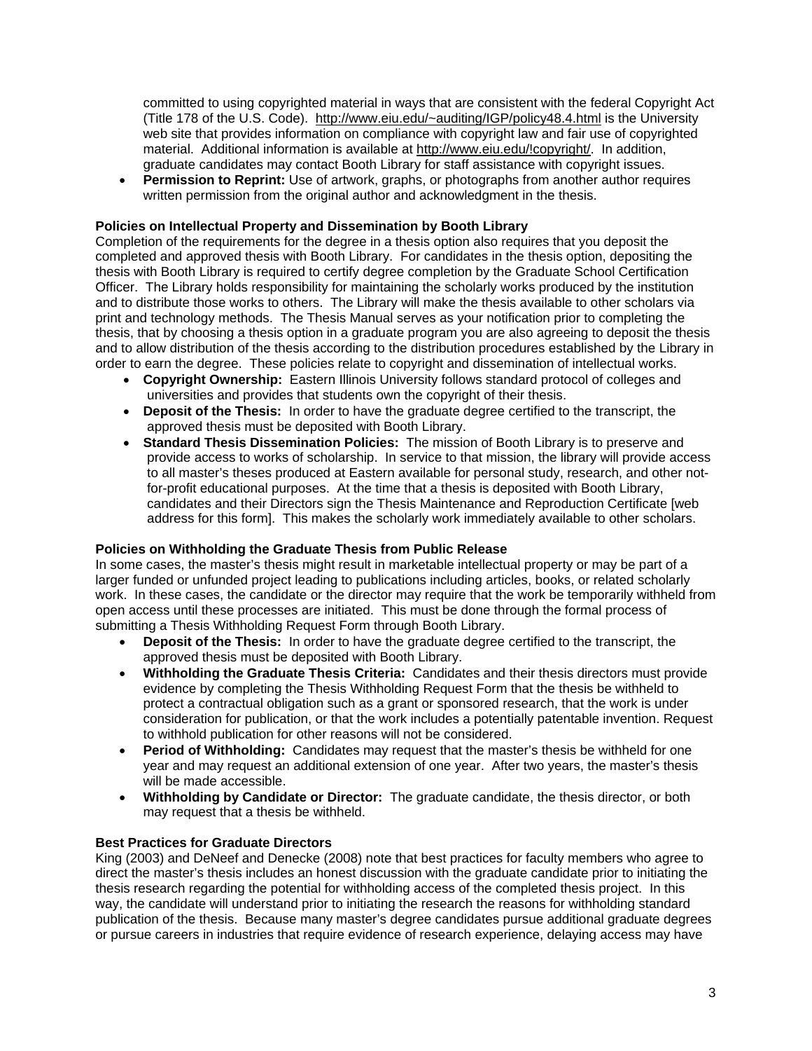committed to using copyrighted material in ways that are consistent with the federal Copyright Act (Title 178 of the U.S. Code). http://www.eiu.edu/~auditing/IGP/policy48.4.html is the University web site that provides information on compliance with copyright law and fair use of copyrighted material. Additional information is available at http://www.eiu.edu/!copyright/. In addition, graduate candidates may contact Booth Library for staff assistance with copyright issues.

- **Permission to Reprint:** Use of artwork, graphs, or photographs from another author requires written permission from the original author and acknowledgment in the thesis.

**Policies on Intellectual Property and Dissemination by Booth Library**

Completion of the requirements for the degree in a thesis option also requires that you deposit the completed and approved thesis with Booth Library. For candidates in the thesis option, depositing the thesis with Booth Library is required to certify degree completion by the Graduate School Certification Officer. The Library holds responsibility for maintaining the scholarly works produced by the institution and to distribute those works to others. The Library will make the thesis available to other scholars via print and technology methods. The Thesis Manual serves as your notification prior to completing the thesis, that by choosing a thesis option in a graduate program you are also agreeing to deposit the thesis and to allow distribution of the thesis according to the distribution procedures established by the Library in order to earn the degree. These policies relate to copyright and dissemination of intellectual works.

- **Copyright Ownership:** Eastern Illinois University follows standard protocol of colleges and universities and provides that students own the copyright of their thesis.
- **Deposit of the Thesis:** In order to have the graduate degree certified to the transcript, the approved thesis must be deposited with Booth Library.
- **Standard Thesis Dissemination Policies:** The mission of Booth Library is to preserve and provide access to works of scholarship. In service to that mission, the library will provide access to all master's theses produced at Eastern available for personal study, research, and other not-for-profit educational purposes. At the time that a thesis is deposited with Booth Library, candidates and their Directors sign the Thesis Maintenance and Reproduction Certificate [web address for this form]. This makes the scholarly work immediately available to other scholars.

**Policies on Withholding the Graduate Thesis from Public Release**

In some cases, the master's thesis might result in marketable intellectual property or may be part of a larger funded or unfunded project leading to publications including articles, books, or related scholarly work. In these cases, the candidate or the director may require that the work be temporarily withheld from open access until these processes are initiated. This must be done through the formal process of submitting a Thesis Withholding Request Form through Booth Library.

- **Deposit of the Thesis:** In order to have the graduate degree certified to the transcript, the approved thesis must be deposited with Booth Library.
- **Withholding the Graduate Thesis Criteria:** Candidates and their thesis directors must provide evidence by completing the Thesis Withholding Request Form that the thesis be withheld to protect a contractual obligation such as a grant or sponsored research, that the work is under consideration for publication, or that the work includes a potentially patentable invention. Request to withhold publication for other reasons will not be considered.
- **Period of Withholding:** Candidates may request that the master's thesis be withheld for one year and may request an additional extension of one year. After two years, the master's thesis will be made accessible.
- **Withholding by Candidate or Director:** The graduate candidate, the thesis director, or both may request that a thesis be withheld.

**Best Practices for Graduate Directors**

King (2003) and DeNeef and Denecke (2008) note that best practices for faculty members who agree to direct the master's thesis includes an honest discussion with the graduate candidate prior to initiating the thesis research regarding the potential for withholding access of the completed thesis project. In this way, the candidate will understand prior to initiating the research the reasons for withholding standard publication of the thesis. Because many master's degree candidates pursue additional graduate degrees or pursue careers in industries that require evidence of research experience, delaying access may have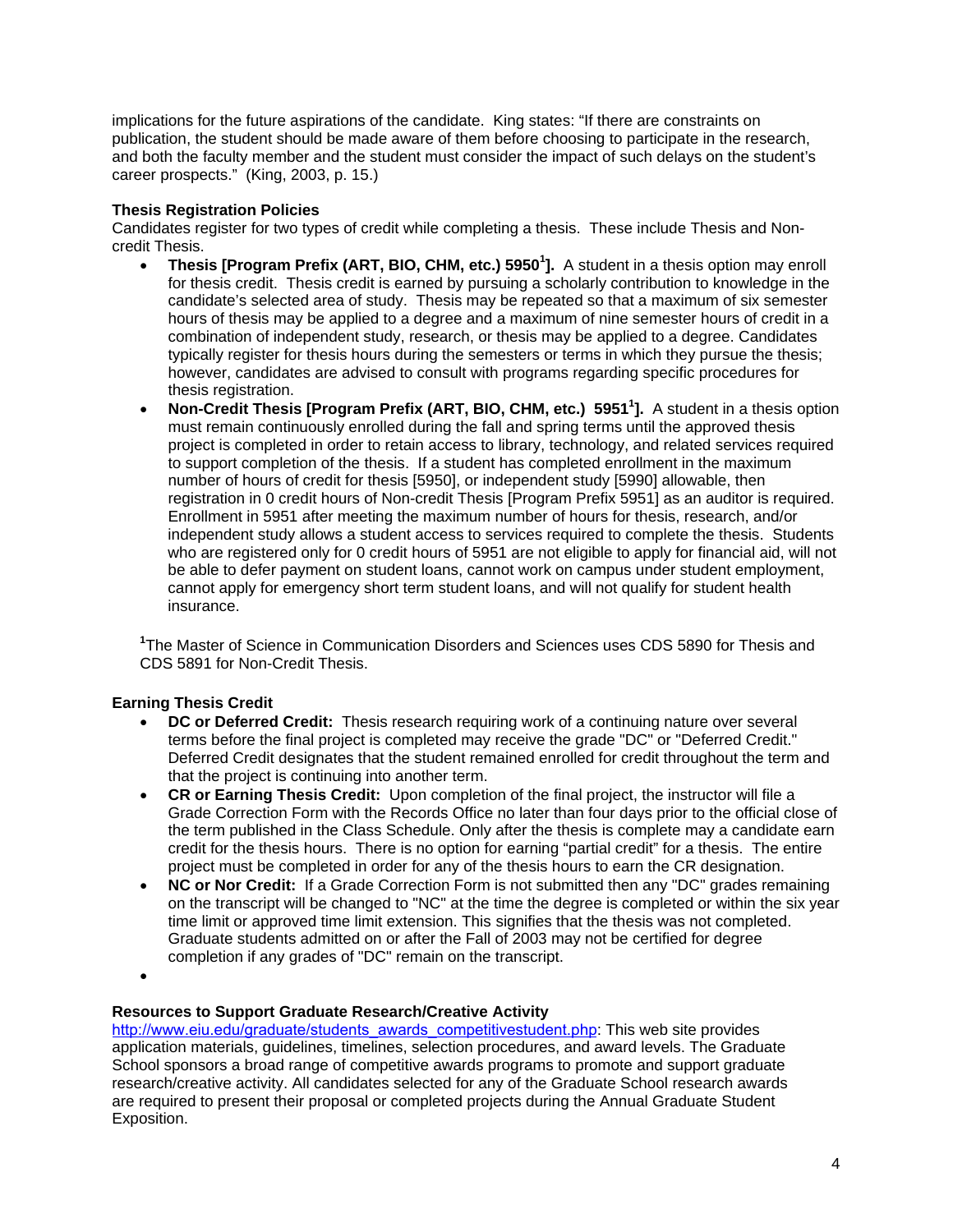implications for the future aspirations of the candidate. King states: "If there are constraints on publication, the student should be made aware of them before choosing to participate in the research, and both the faculty member and the student must consider the impact of such delays on the student's career prospects." (King, 2003, p. 15.)

**Thesis Registration Policies**

Candidates register for two types of credit while completing a thesis. These include Thesis and Non-credit Thesis.

- **Thesis [Program Prefix (ART, BIO, CHM, etc.) 5950[1]].** A student in a thesis option may enroll for thesis credit. Thesis credit is earned by pursuing a scholarly contribution to knowledge in the candidate's selected area of study. Thesis may be repeated so that a maximum of six semester hours of thesis may be applied to a degree and a maximum of nine semester hours of credit in a combination of independent study, research, or thesis may be applied to a degree. Candidates typically register for thesis hours during the semesters or terms in which they pursue the thesis; however, candidates are advised to consult with programs regarding specific procedures for thesis registration.
- **Non-Credit Thesis [Program Prefix (ART, BIO, CHM, etc.) 5951[1]].** A student in a thesis option must remain continuously enrolled during the fall and spring terms until the approved thesis project is completed in order to retain access to library, technology, and related services required to support completion of the thesis. If a student has completed enrollment in the maximum number of hours of credit for thesis [5950], or independent study [5990] allowable, then registration in 0 credit hours of Non-credit Thesis [Program Prefix 5951] as an auditor is required. Enrollment in 5951 after meeting the maximum number of hours for thesis, research, and/or independent study allows a student access to services required to complete the thesis. Students who are registered only for 0 credit hours of 5951 are not eligible to apply for financial aid, will not be able to defer payment on student loans, cannot work on campus under student employment, cannot apply for emergency short term student loans, and will not qualify for student health insurance.

[1]The Master of Science in Communication Disorders and Sciences uses CDS 5890 for Thesis and CDS 5891 for Non-Credit Thesis.

**Earning Thesis Credit**

- **DC or Deferred Credit:** Thesis research requiring work of a continuing nature over several terms before the final project is completed may receive the grade "DC" or "Deferred Credit." Deferred Credit designates that the student remained enrolled for credit throughout the term and that the project is continuing into another term.
- **CR or Earning Thesis Credit:** Upon completion of the final project, the instructor will file a Grade Correction Form with the Records Office no later than four days prior to the official close of the term published in the Class Schedule. Only after the thesis is complete may a candidate earn credit for the thesis hours. There is no option for earning "partial credit" for a thesis. The entire project must be completed in order for any of the thesis hours to earn the CR designation.
- **NC or Nor Credit:** If a Grade Correction Form is not submitted then any "DC" grades remaining on the transcript will be changed to "NC" at the time the degree is completed or within the six year time limit or approved time limit extension. This signifies that the thesis was not completed. Graduate students admitted on or after the Fall of 2003 may not be certified for degree completion if any grades of "DC" remain on the transcript.

**Resources to Support Graduate Research/Creative Activity**

http://www.eiu.edu/graduate/students_awards_competitivestudent.php: This web site provides application materials, guidelines, timelines, selection procedures, and award levels. The Graduate School sponsors a broad range of competitive awards programs to promote and support graduate research/creative activity. All candidates selected for any of the Graduate School research awards are required to present their proposal or completed projects during the Annual Graduate Student Exposition.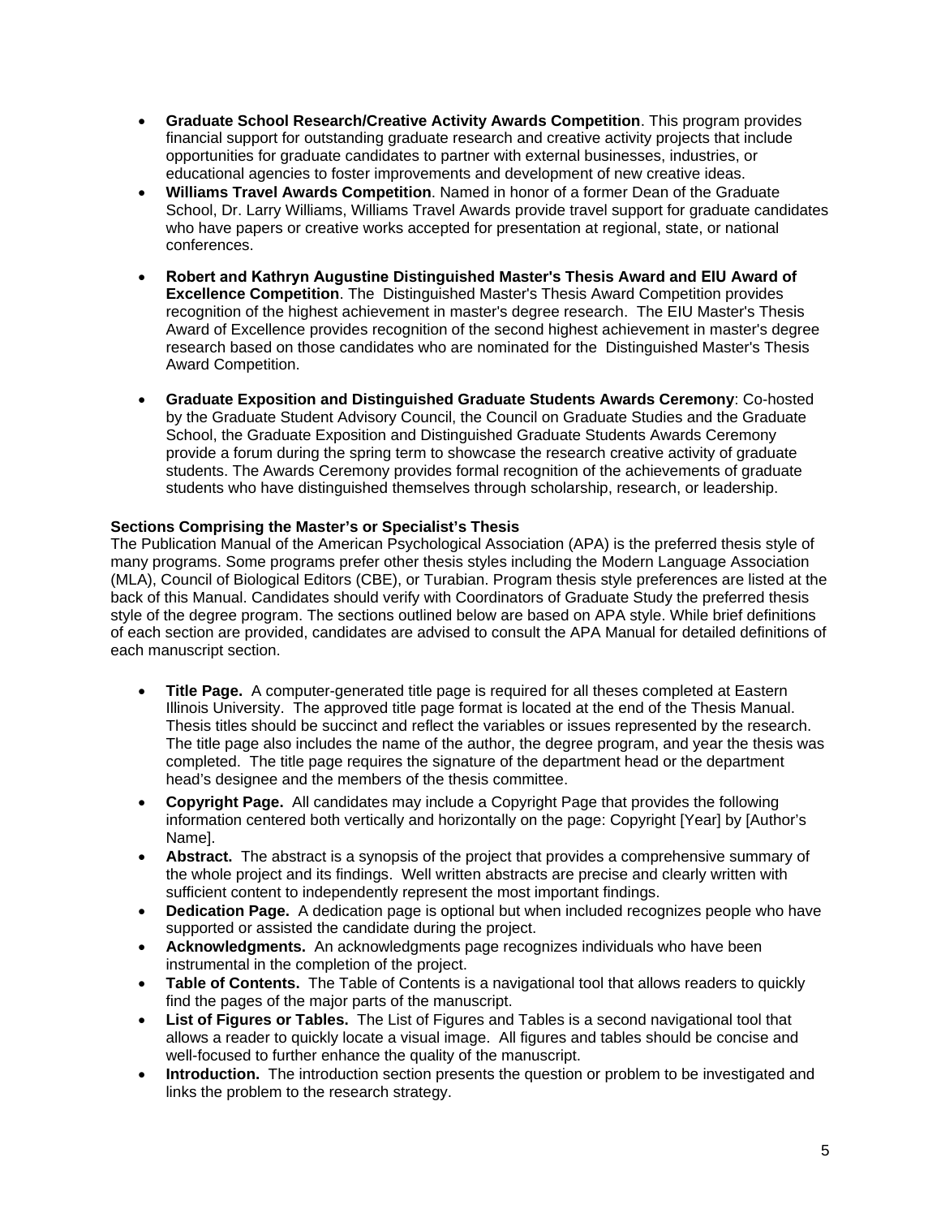- **Graduate School Research/Creative Activity Awards Competition**. This program provides financial support for outstanding graduate research and creative activity projects that include opportunities for graduate candidates to partner with external businesses, industries, or educational agencies to foster improvements and development of new creative ideas.
- **Williams Travel Awards Competition**. Named in honor of a former Dean of the Graduate School, Dr. Larry Williams, Williams Travel Awards provide travel support for graduate candidates who have papers or creative works accepted for presentation at regional, state, or national conferences.
- **Robert and Kathryn Augustine Distinguished Master's Thesis Award and EIU Award of Excellence Competition**. The Distinguished Master's Thesis Award Competition provides recognition of the highest achievement in master's degree research. The EIU Master's Thesis Award of Excellence provides recognition of the second highest achievement in master's degree research based on those candidates who are nominated for the Distinguished Master's Thesis Award Competition.
- **Graduate Exposition and Distinguished Graduate Students Awards Ceremony**: Co-hosted by the Graduate Student Advisory Council, the Council on Graduate Studies and the Graduate School, the Graduate Exposition and Distinguished Graduate Students Awards Ceremony provide a forum during the spring term to showcase the research creative activity of graduate students. The Awards Ceremony provides formal recognition of the achievements of graduate students who have distinguished themselves through scholarship, research, or leadership.

**Sections Comprising the Master's or Specialist's Thesis**

The Publication Manual of the American Psychological Association (APA) is the preferred thesis style of many programs. Some programs prefer other thesis styles including the Modern Language Association (MLA), Council of Biological Editors (CBE), or Turabian. Program thesis style preferences are listed at the back of this Manual. Candidates should verify with Coordinators of Graduate Study the preferred thesis style of the degree program. The sections outlined below are based on APA style. While brief definitions of each section are provided, candidates are advised to consult the APA Manual for detailed definitions of each manuscript section.

- **Title Page.** A computer-generated title page is required for all theses completed at Eastern Illinois University. The approved title page format is located at the end of the Thesis Manual. Thesis titles should be succinct and reflect the variables or issues represented by the research. The title page also includes the name of the author, the degree program, and year the thesis was completed. The title page requires the signature of the department head or the department head's designee and the members of the thesis committee.
- **Copyright Page.** All candidates may include a Copyright Page that provides the following information centered both vertically and horizontally on the page: Copyright [Year] by [Author's Name].
- **Abstract.** The abstract is a synopsis of the project that provides a comprehensive summary of the whole project and its findings. Well written abstracts are precise and clearly written with sufficient content to independently represent the most important findings.
- **Dedication Page.** A dedication page is optional but when included recognizes people who have supported or assisted the candidate during the project.
- **Acknowledgments.** An acknowledgments page recognizes individuals who have been instrumental in the completion of the project.
- **Table of Contents.** The Table of Contents is a navigational tool that allows readers to quickly find the pages of the major parts of the manuscript.
- **List of Figures or Tables.** The List of Figures and Tables is a second navigational tool that allows a reader to quickly locate a visual image. All figures and tables should be concise and well-focused to further enhance the quality of the manuscript.
- **Introduction.** The introduction section presents the question or problem to be investigated and links the problem to the research strategy.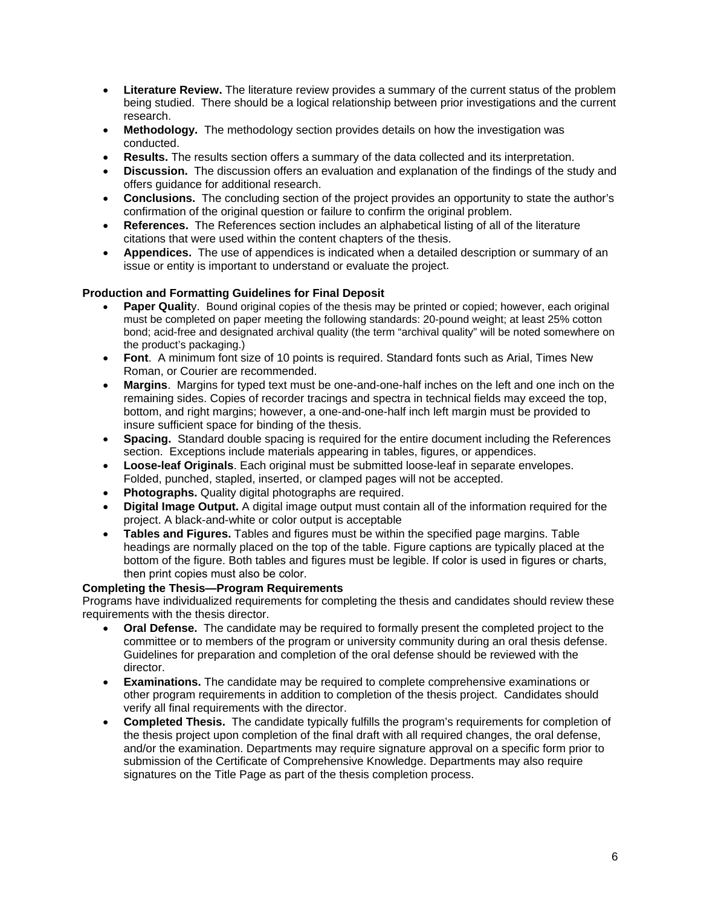- **Literature Review.** The literature review provides a summary of the current status of the problem being studied. There should be a logical relationship between prior investigations and the current research.
- **Methodology.** The methodology section provides details on how the investigation was conducted.
- **Results.** The results section offers a summary of the data collected and its interpretation.
- **Discussion.** The discussion offers an evaluation and explanation of the findings of the study and offers guidance for additional research.
- **Conclusions.** The concluding section of the project provides an opportunity to state the author's confirmation of the original question or failure to confirm the original problem.
- **References.** The References section includes an alphabetical listing of all of the literature citations that were used within the content chapters of the thesis.
- **Appendices.** The use of appendices is indicated when a detailed description or summary of an issue or entity is important to understand or evaluate the project.

**Production and Formatting Guidelines for Final Deposit**

- **Paper Qualit**y. Bound original copies of the thesis may be printed or copied; however, each original must be completed on paper meeting the following standards: 20-pound weight; at least 25% cotton bond; acid-free and designated archival quality (the term "archival quality" will be noted somewhere on the product's packaging.)
- **Font**. A minimum font size of 10 points is required. Standard fonts such as Arial, Times New Roman, or Courier are recommended.
- **Margins**. Margins for typed text must be one-and-one-half inches on the left and one inch on the remaining sides. Copies of recorder tracings and spectra in technical fields may exceed the top, bottom, and right margins; however, a one-and-one-half inch left margin must be provided to insure sufficient space for binding of the thesis.
- **Spacing.** Standard double spacing is required for the entire document including the References section. Exceptions include materials appearing in tables, figures, or appendices.
- **Loose-leaf Originals**. Each original must be submitted loose-leaf in separate envelopes. Folded, punched, stapled, inserted, or clamped pages will not be accepted.
- **Photographs.** Quality digital photographs are required.
- **Digital Image Output.** A digital image output must contain all of the information required for the project. A black-and-white or color output is acceptable
- **Tables and Figures.** Tables and figures must be within the specified page margins. Table headings are normally placed on the top of the table. Figure captions are typically placed at the bottom of the figure. Both tables and figures must be legible. If color is used in figures or charts, then print copies must also be color.

**Completing the Thesis—Program Requirements**

Programs have individualized requirements for completing the thesis and candidates should review these requirements with the thesis director.

- **Oral Defense.** The candidate may be required to formally present the completed project to the committee or to members of the program or university community during an oral thesis defense. Guidelines for preparation and completion of the oral defense should be reviewed with the director.
- **Examinations.** The candidate may be required to complete comprehensive examinations or other program requirements in addition to completion of the thesis project. Candidates should verify all final requirements with the director.
- **Completed Thesis.** The candidate typically fulfills the program's requirements for completion of the thesis project upon completion of the final draft with all required changes, the oral defense, and/or the examination. Departments may require signature approval on a specific form prior to submission of the Certificate of Comprehensive Knowledge. Departments may also require signatures on the Title Page as part of the thesis completion process.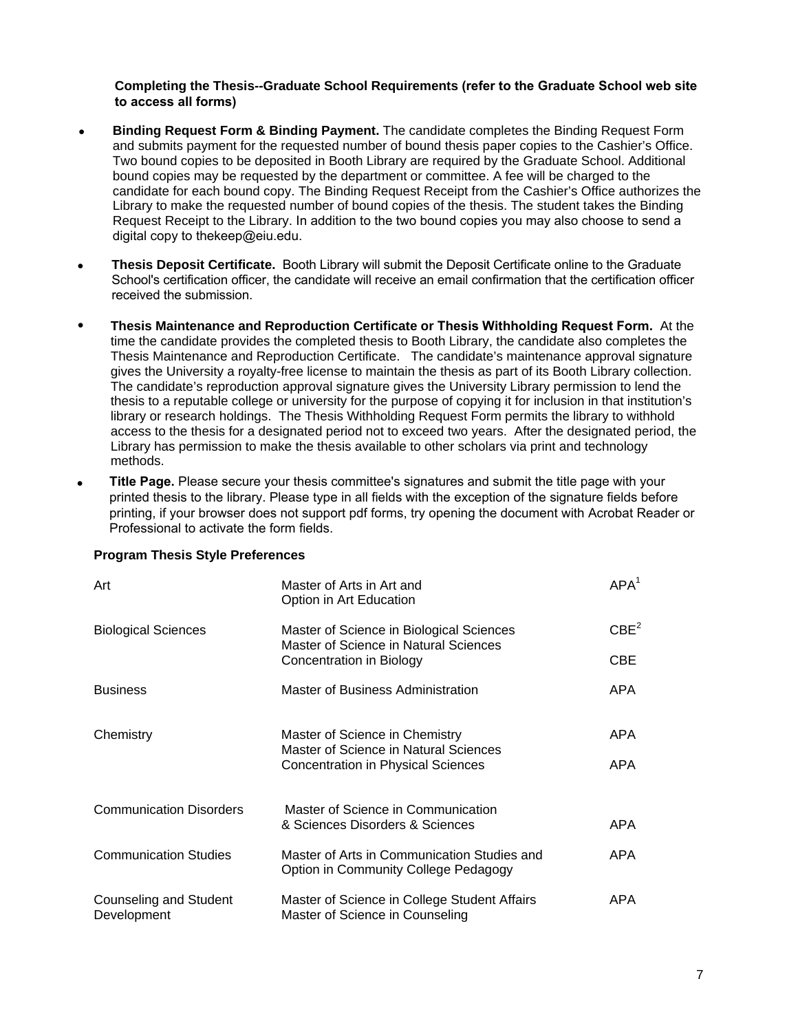**Completing the Thesis--Graduate School Requirements (refer to the Graduate School web site to access all forms)**

- **Binding Request Form & Binding Payment.** The candidate completes the Binding Request Form and submits payment for the requested number of bound thesis paper copies to the Cashier's Office. Two bound copies to be deposited in Booth Library are required by the Graduate School. Additional bound copies may be requested by the department or committee. A fee will be charged to the candidate for each bound copy. The Binding Request Receipt from the Cashier's Office authorizes the Library to make the requested number of bound copies of the thesis. The student takes the Binding Request Receipt to the Library. In addition to the two bound copies you may also choose to send a digital copy to thekeep@eiu.edu.

- **Thesis Deposit Certificate.** Booth Library will submit the Deposit Certificate online to the Graduate School's certification officer, the candidate will receive an email confirmation that the certification officer received the submission.

- **Thesis Maintenance and Reproduction Certificate or Thesis Withholding Request Form.** At the time the candidate provides the completed thesis to Booth Library, the candidate also completes the Thesis Maintenance and Reproduction Certificate. The candidate's maintenance approval signature gives the University a royalty-free license to maintain the thesis as part of its Booth Library collection. The candidate's reproduction approval signature gives the University Library permission to lend the thesis to a reputable college or university for the purpose of copying it for inclusion in that institution's library or research holdings. The Thesis Withholding Request Form permits the library to withhold access to the thesis for a designated period not to exceed two years. After the designated period, the Library has permission to make the thesis available to other scholars via print and technology methods.

- **Title Page.** Please secure your thesis committee's signatures and submit the title page with your printed thesis to the library. Please type in all fields with the exception of the signature fields before printing, if your browser does not support pdf forms, try opening the document with Acrobat Reader or Professional to activate the form fields.

**Program Thesis Style Preferences**

| | | |
|---|---|---|
| Art | Master of Arts in Art and Option in Art Education | APA[1] |
| Biological Sciences | Master of Science in Biological Sciences | CBE[2] |
| | Master of Science in Natural Sciences Concentration in Biology | CBE |
| Business | Master of Business Administration | APA |
| Chemistry | Master of Science in Chemistry | APA |
| | Master of Science in Natural Sciences Concentration in Physical Sciences | APA |
| Communication Disorders | Master of Science in Communication & Sciences Disorders & Sciences | APA |
| Communication Studies | Master of Arts in Communication Studies and Option in Community College Pedagogy | APA |
| Counseling and Student Development | Master of Science in College Student Affairs<br>Master of Science in Counseling | APA |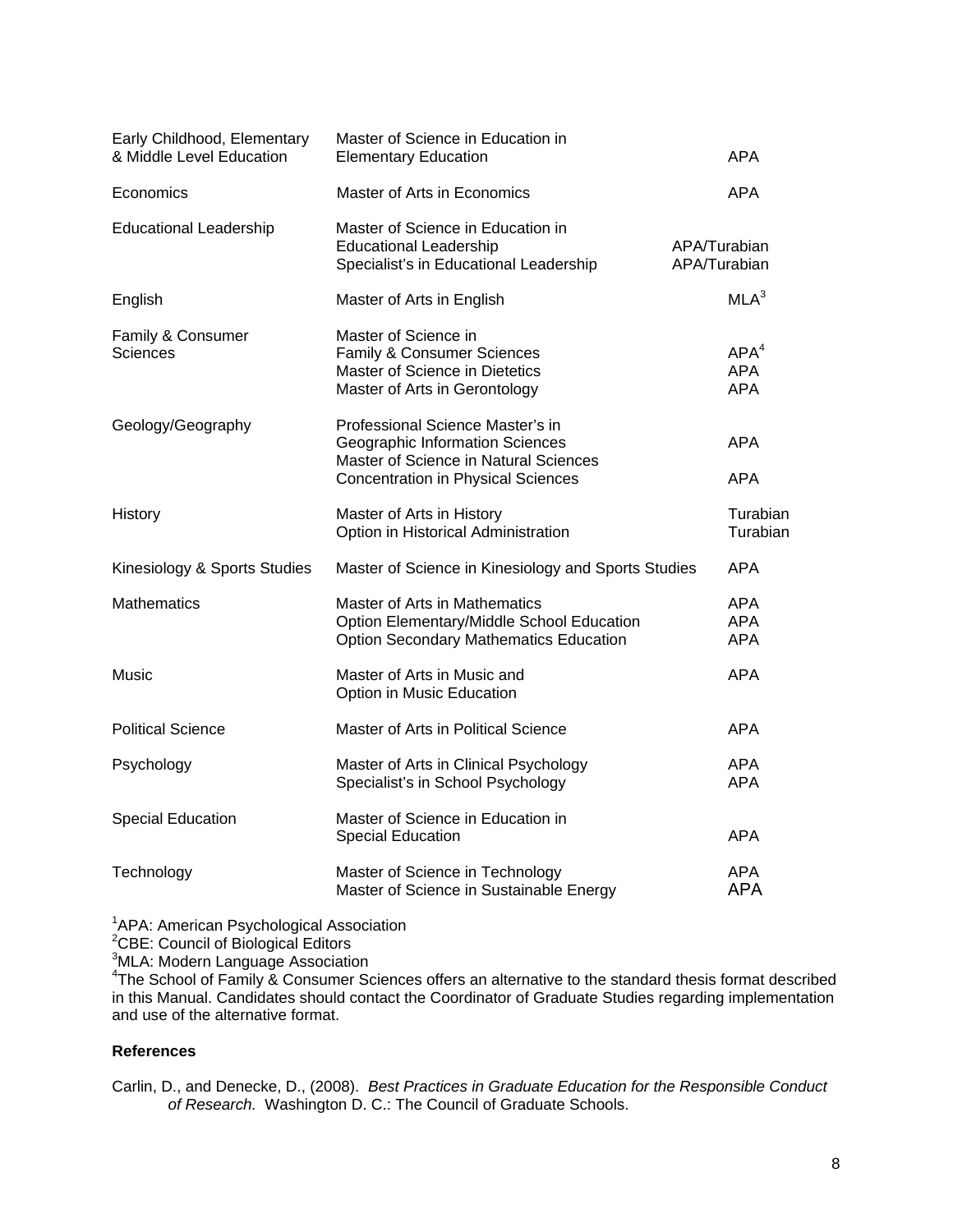| | | |
|---|---|---|
| Early Childhood, Elementary & Middle Level Education | Master of Science in Education in Elementary Education | APA |
| Economics | Master of Arts in Economics | APA |
| Educational Leadership | Master of Science in Education in Educational Leadership | APA/Turabian |
| | Specialist's in Educational Leadership | APA/Turabian |
| English | Master of Arts in English | MLA[3] |
| Family & Consumer Sciences | Master of Science in Family & Consumer Sciences | APA[4] |
| | Master of Science in Dietetics | APA |
| | Master of Arts in Gerontology | APA |
| Geology/Geography | Professional Science Master's in Geographic Information Sciences | APA |
| | Master of Science in Natural Sciences Concentration in Physical Sciences | APA |
| History | Master of Arts in History | Turabian |
| | Option in Historical Administration | Turabian |
| Kinesiology & Sports Studies | Master of Science in Kinesiology and Sports Studies | APA |
| Mathematics | Master of Arts in Mathematics | APA |
| | Option Elementary/Middle School Education | APA |
| | Option Secondary Mathematics Education | APA |
| Music | Master of Arts in Music and Option in Music Education | APA |
| Political Science | Master of Arts in Political Science | APA |
| Psychology | Master of Arts in Clinical Psychology | APA |
| | Specialist's in School Psychology | APA |
| Special Education | Master of Science in Education in Special Education | APA |
| Technology | Master of Science in Technology | APA |
| | Master of Science in Sustainable Energy | APA |

[1]APA: American Psychological Association
[2]CBE: Council of Biological Editors
[3]MLA: Modern Language Association
[4]The School of Family & Consumer Sciences offers an alternative to the standard thesis format described in this Manual. Candidates should contact the Coordinator of Graduate Studies regarding implementation and use of the alternative format.

**References**

Carlin, D., and Denecke, D., (2008). *Best Practices in Graduate Education for the Responsible Conduct of Research.* Washington D. C.: The Council of Graduate Schools.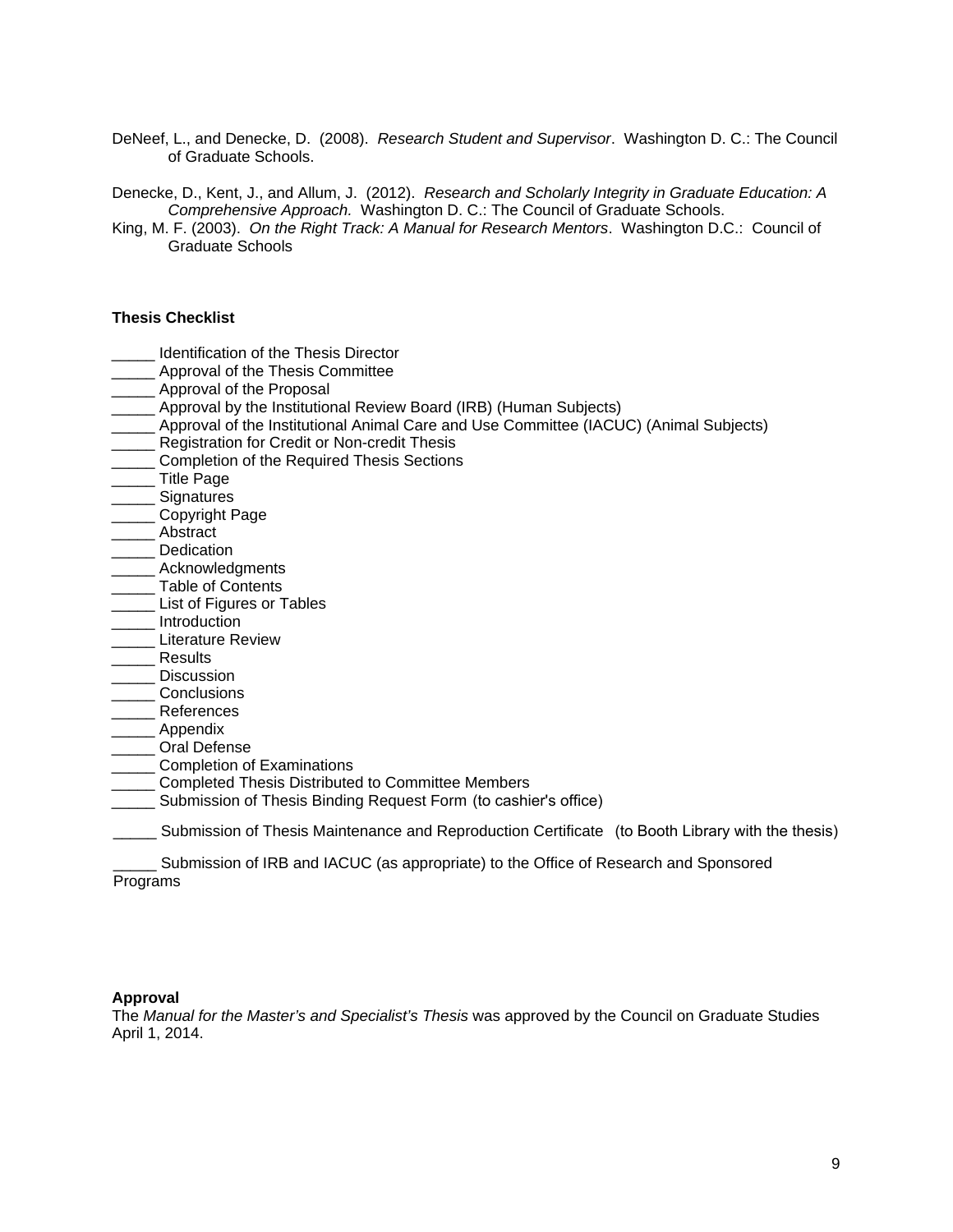DeNeef, L., and Denecke, D. (2008). *Research Student and Supervisor*. Washington D. C.: The Council of Graduate Schools.

Denecke, D., Kent, J., and Allum, J. (2012). *Research and Scholarly Integrity in Graduate Education: A Comprehensive Approach.* Washington D. C.: The Council of Graduate Schools.

King, M. F. (2003). *On the Right Track: A Manual for Research Mentors*. Washington D.C.: Council of Graduate Schools

**Thesis Checklist**

_____ Identification of the Thesis Director
_____ Approval of the Thesis Committee
_____ Approval of the Proposal
_____ Approval by the Institutional Review Board (IRB) (Human Subjects)
_____ Approval of the Institutional Animal Care and Use Committee (IACUC) (Animal Subjects)
_____ Registration for Credit or Non-credit Thesis
_____ Completion of the Required Thesis Sections
_____ Title Page
_____ Signatures
_____ Copyright Page
_____ Abstract
_____ Dedication
_____ Acknowledgments
_____ Table of Contents
_____ List of Figures or Tables
_____ Introduction
_____ Literature Review
_____ Results
_____ Discussion
_____ Conclusions
_____ References
_____ Appendix
_____ Oral Defense
_____ Completion of Examinations
_____ Completed Thesis Distributed to Committee Members
_____ Submission of Thesis Binding Request Form (to cashier's office)

_____ Submission of Thesis Maintenance and Reproduction Certificate (to Booth Library with the thesis)

_____ Submission of IRB and IACUC (as appropriate) to the Office of Research and Sponsored Programs

**Approval**
The *Manual for the Master's and Specialist's Thesis* was approved by the Council on Graduate Studies April 1, 2014.